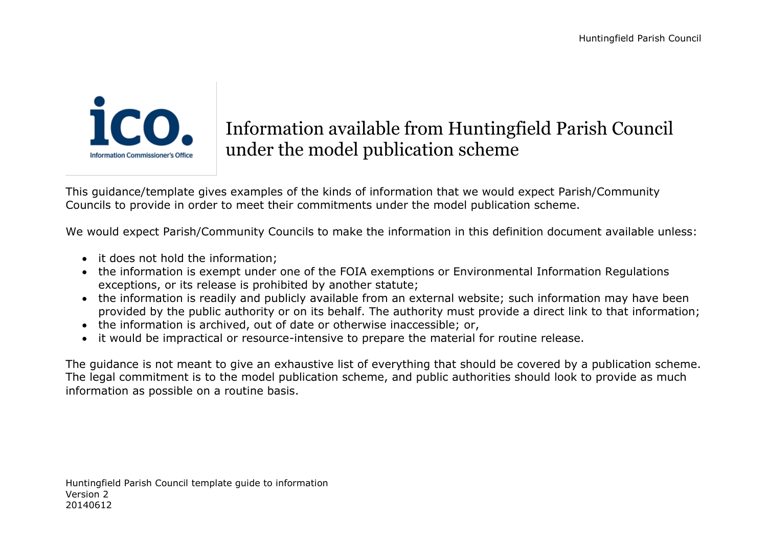# Information available from Huntingfield Parish Council under the model publication scheme

This guidance/template gives examples of the kinds of information that we would expect Parish/Community Councils to provide in order to meet their commitments under the model publication scheme.

We would expect Parish/Community Councils to make the information in this definition document available unless:

- it does not hold the information;
- the information is exempt under one of the FOIA exemptions or Environmental Information Regulations exceptions, or its release is prohibited by another statute;
- the information is readily and publicly available from an external website; such information may have been provided by the public authority or on its behalf. The authority must provide a direct link to that information;
- the information is archived, out of date or otherwise inaccessible; or,
- it would be impractical or resource-intensive to prepare the material for routine release.

The guidance is not meant to give an exhaustive list of everything that should be covered by a publication scheme. The legal commitment is to the model publication scheme, and public authorities should look to provide as much information as possible on a routine basis.

Huntingfield Parish Council template guide to information
Version 2
20140612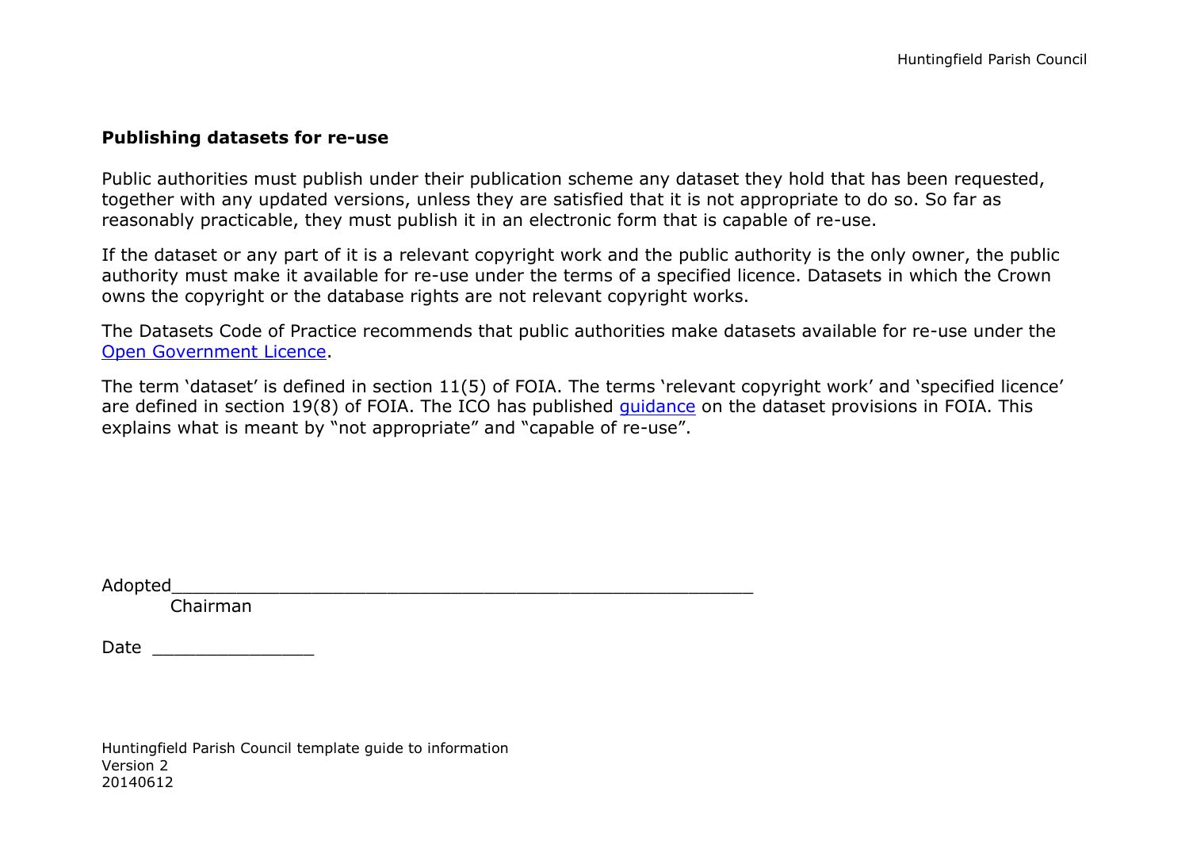**Publishing datasets for re-use**

Public authorities must publish under their publication scheme any dataset they hold that has been requested, together with any updated versions, unless they are satisfied that it is not appropriate to do so. So far as reasonably practicable, they must publish it in an electronic form that is capable of re-use.

If the dataset or any part of it is a relevant copyright work and the public authority is the only owner, the public authority must make it available for re-use under the terms of a specified licence. Datasets in which the Crown owns the copyright or the database rights are not relevant copyright works.

The Datasets Code of Practice recommends that public authorities make datasets available for re-use under the Open Government Licence.

The term 'dataset' is defined in section 11(5) of FOIA. The terms 'relevant copyright work' and 'specified licence' are defined in section 19(8) of FOIA. The ICO has published guidance on the dataset provisions in FOIA. This explains what is meant by "not appropriate" and "capable of re-use".

Adopted_____________________________________________________

Chairman

Date _______________

Huntingfield Parish Council template guide to information
Version 2
20140612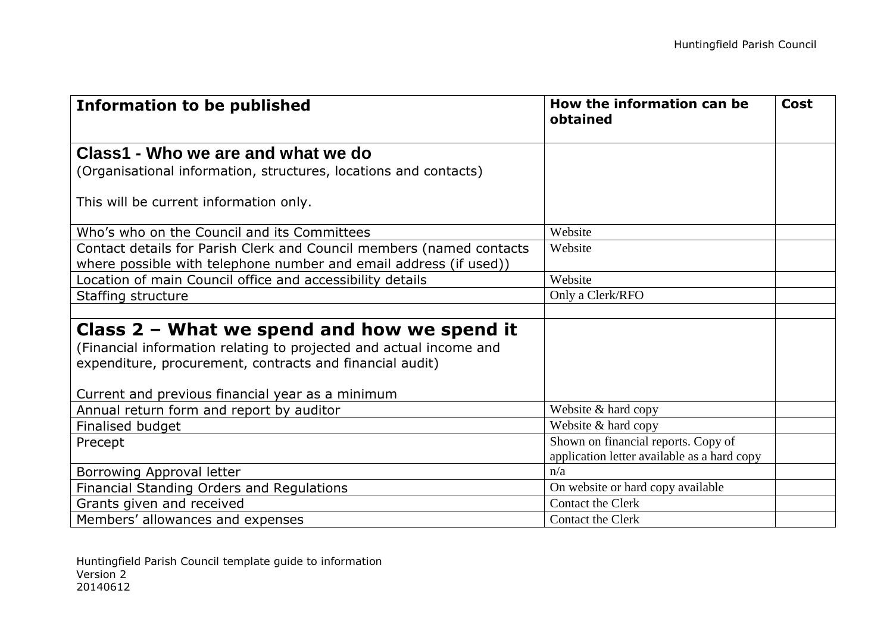| Information to be published | How the information can be obtained | Cost |
|---|---|---|
| **Class1 - Who we are and what we do**<br>(Organisational information, structures, locations and contacts)<br><br>This will be current information only. | | |
| Who's who on the Council and its Committees | Website | |
| Contact details for Parish Clerk and Council members (named contacts where possible with telephone number and email address (if used)) | Website | |
| Location of main Council office and accessibility details | Website | |
| Staffing structure | Only a Clerk/RFO | |
| | | |
| **Class 2 – What we spend and how we spend it**<br>(Financial information relating to projected and actual income and expenditure, procurement, contracts and financial audit)<br><br>Current and previous financial year as a minimum | | |
| Annual return form and report by auditor | Website & hard copy | |
| Finalised budget | Website & hard copy | |
| Precept | Shown on financial reports. Copy of application letter available as a hard copy | |
| Borrowing Approval letter | n/a | |
| Financial Standing Orders and Regulations | On website or hard copy available | |
| Grants given and received | Contact the Clerk | |
| Members' allowances and expenses | Contact the Clerk | |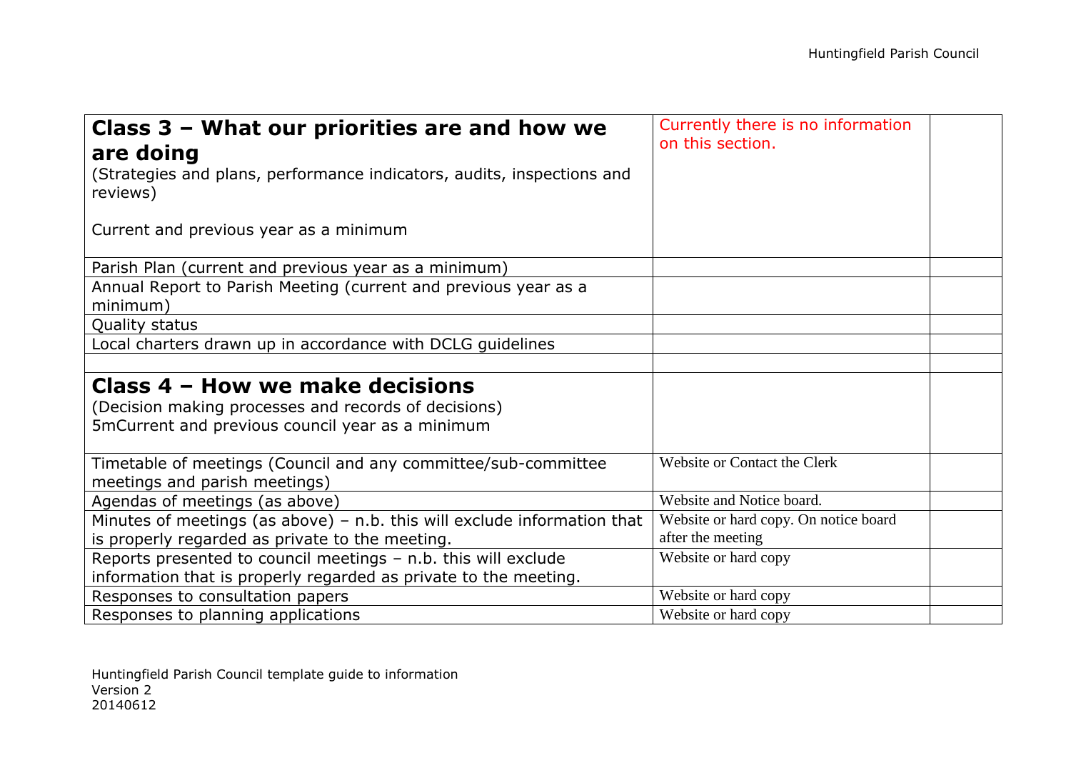| **Class 3 – What our priorities are and how we are doing**<br>(Strategies and plans, performance indicators, audits, inspections and reviews)<br><br>Current and previous year as a minimum | Currently there is no information on this section. | |
|---|---|---|
| Parish Plan (current and previous year as a minimum) | | |
| Annual Report to Parish Meeting (current and previous year as a minimum) | | |
| Quality status | | |
| Local charters drawn up in accordance with DCLG guidelines | | |
| | | |
| **Class 4 – How we make decisions**<br>(Decision making processes and records of decisions)<br>5mCurrent and previous council year as a minimum | | |
| Timetable of meetings (Council and any committee/sub-committee meetings and parish meetings) | Website or Contact the Clerk | |
| Agendas of meetings (as above) | Website and Notice board. | |
| Minutes of meetings (as above) – n.b. this will exclude information that is properly regarded as private to the meeting. | Website or hard copy. On notice board after the meeting | |
| Reports presented to council meetings – n.b. this will exclude information that is properly regarded as private to the meeting. | Website or hard copy | |
| Responses to consultation papers | Website or hard copy | |
| Responses to planning applications | Website or hard copy | |

Huntingfield Parish Council template guide to information
Version 2
20140612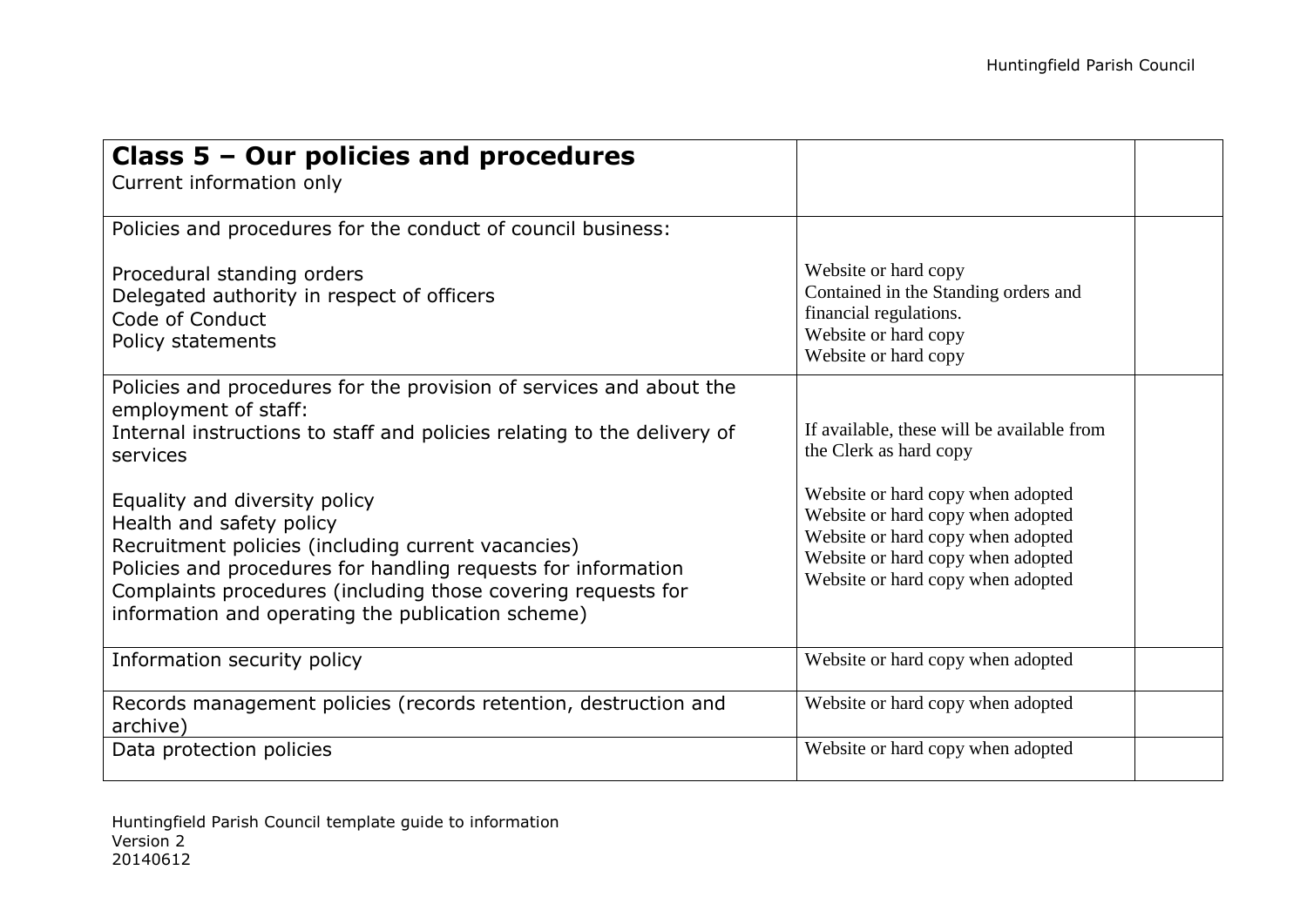| **Class 5 – Our policies and procedures**<br>Current information only | | |
|---|---|---|
| Policies and procedures for the conduct of council business:<br><br>Procedural standing orders<br>Delegated authority in respect of officers<br>Code of Conduct<br>Policy statements | Website or hard copy<br>Contained in the Standing orders and financial regulations.<br>Website or hard copy<br>Website or hard copy | |
| Policies and procedures for the provision of services and about the employment of staff:<br>Internal instructions to staff and policies relating to the delivery of services<br><br>Equality and diversity policy<br>Health and safety policy<br>Recruitment policies (including current vacancies)<br>Policies and procedures for handling requests for information<br>Complaints procedures (including those covering requests for information and operating the publication scheme) | If available, these will be available from the Clerk as hard copy<br><br>Website or hard copy when adopted<br>Website or hard copy when adopted<br>Website or hard copy when adopted<br>Website or hard copy when adopted<br>Website or hard copy when adopted | |
| Information security policy | Website or hard copy when adopted | |
| Records management policies (records retention, destruction and archive) | Website or hard copy when adopted | |
| Data protection policies | Website or hard copy when adopted | |

Huntingfield Parish Council template guide to information
Version 2
20140612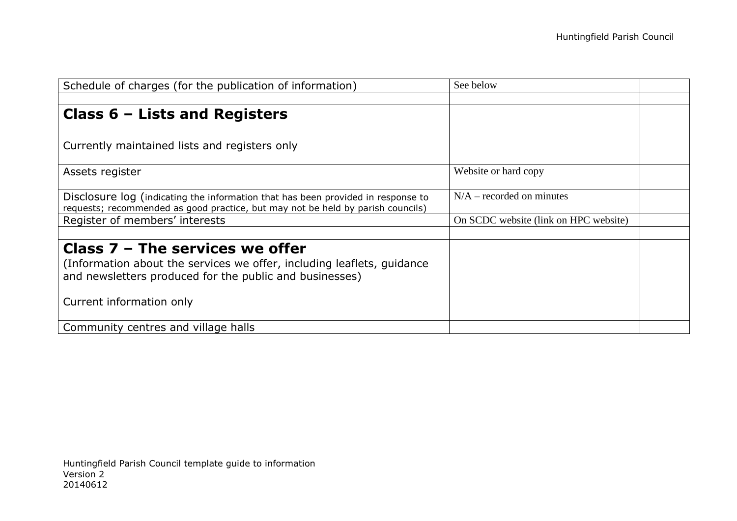| Schedule of charges (for the publication of information) | See below | |
|---|---|---|
| | | |
| **Class 6 – Lists and Registers**<br><br>Currently maintained lists and registers only | | |
| Assets register | Website or hard copy | |
| Disclosure log (indicating the information that has been provided in response to requests; recommended as good practice, but may not be held by parish councils) | N/A – recorded on minutes | |
| Register of members' interests | On SCDC website (link on HPC website) | |
| | | |
| **Class 7 – The services we offer**<br>(Information about the services we offer, including leaflets, guidance and newsletters produced for the public and businesses)<br><br>Current information only | | |
| Community centres and village halls | | |

Huntingfield Parish Council template guide to information
Version 2
20140612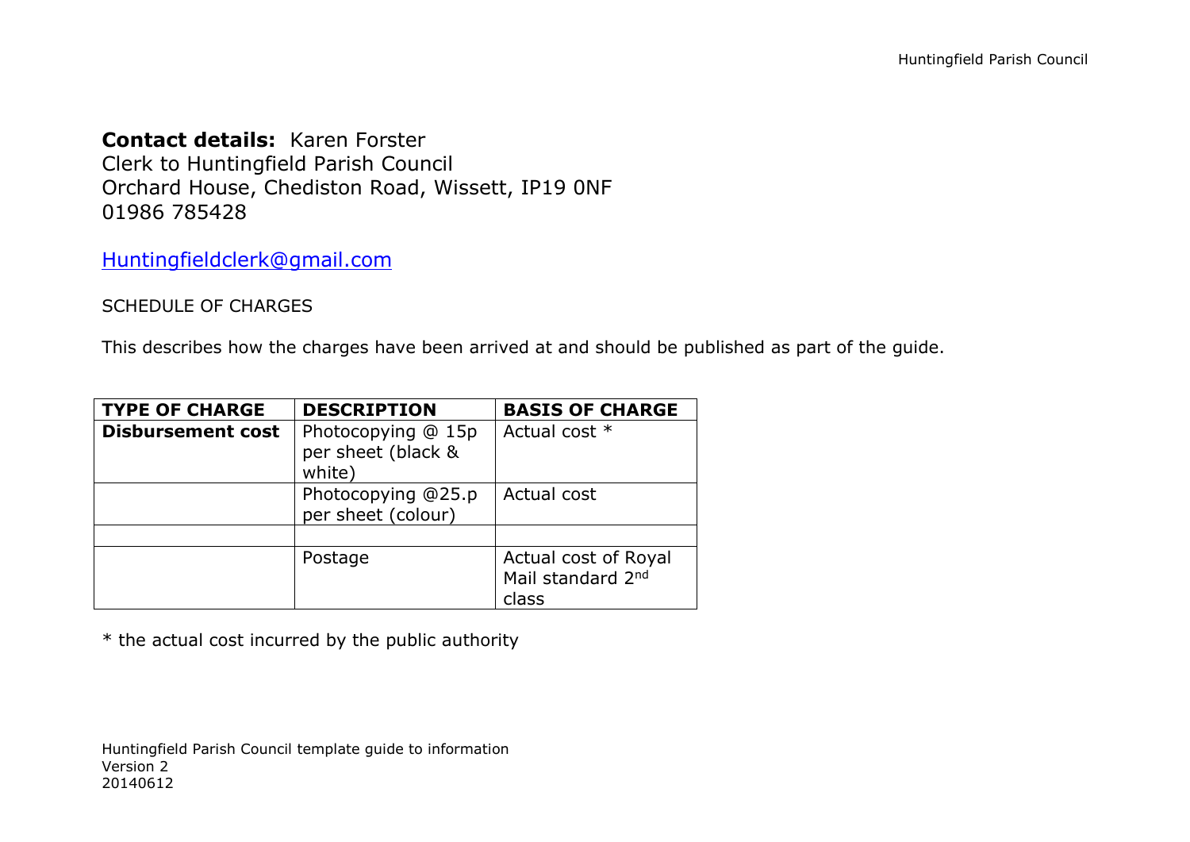**Contact details:** Karen Forster
Clerk to Huntingfield Parish Council
Orchard House, Chediston Road, Wissett, IP19 0NF
01986 785428

[Huntingfieldclerk@gmail.com](mailto:Huntingfieldclerk@gmail.com)

SCHEDULE OF CHARGES

This describes how the charges have been arrived at and should be published as part of the guide.

| TYPE OF CHARGE | DESCRIPTION | BASIS OF CHARGE |
|---|---|---|
| **Disbursement cost** | Photocopying @ 15p per sheet (black & white) | Actual cost * |
| | Photocopying @25.p per sheet (colour) | Actual cost |
| | | |
| | Postage | Actual cost of Royal Mail standard 2nd class |

* the actual cost incurred by the public authority

Huntingfield Parish Council template guide to information
Version 2
20140612